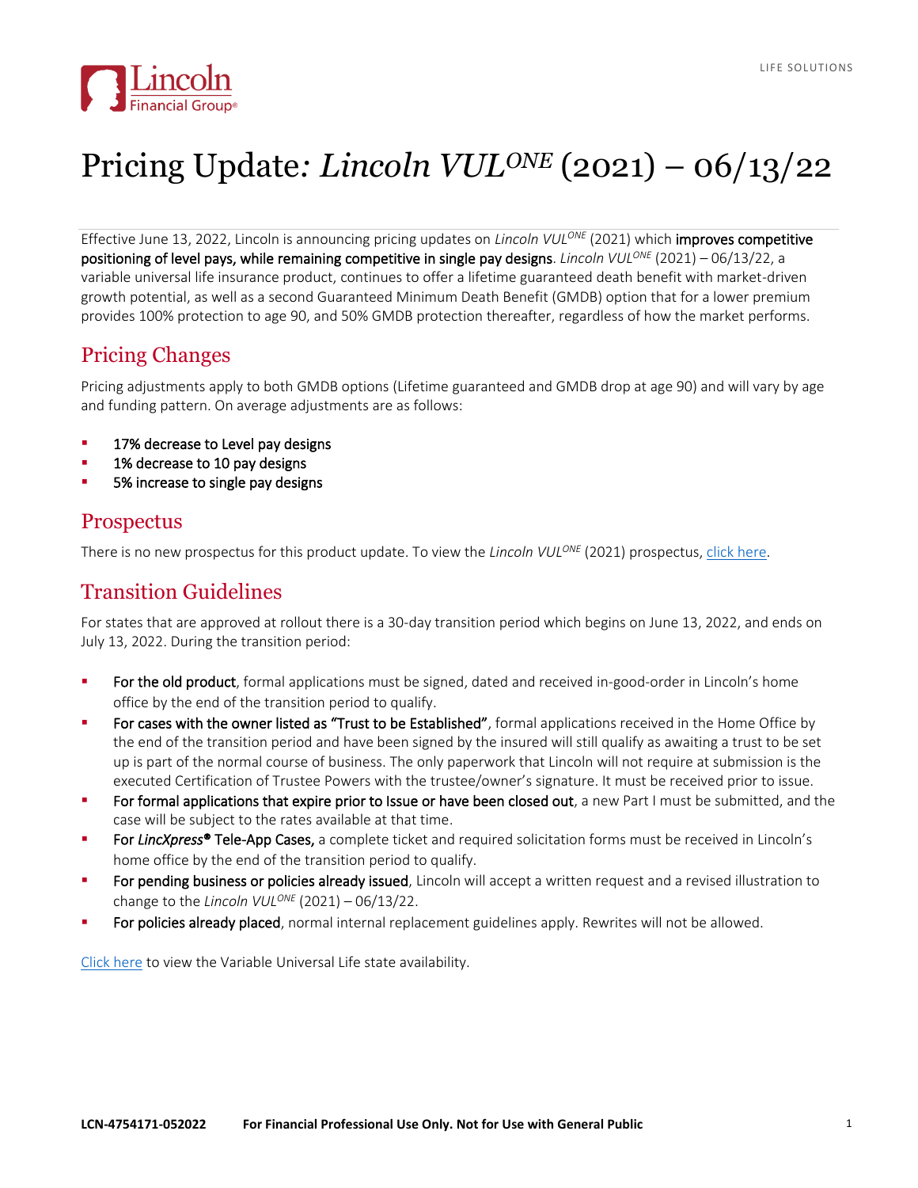# Pricing Update: *Lincoln VUL$^{ONE}$* (2021) – 06/13/22

Effective June 13, 2022, Lincoln is announcing pricing updates on *Lincoln VUL$^{ONE}$* (2021) which **improves competitive positioning of level pays, while remaining competitive in single pay designs**. *Lincoln VUL$^{ONE}$* (2021) – 06/13/22, a variable universal life insurance product, continues to offer a lifetime guaranteed death benefit with market-driven growth potential, as well as a second Guaranteed Minimum Death Benefit (GMDB) option that for a lower premium provides 100% protection to age 90, and 50% GMDB protection thereafter, regardless of how the market performs.

## Pricing Changes

Pricing adjustments apply to both GMDB options (Lifetime guaranteed and GMDB drop at age 90) and will vary by age and funding pattern. On average adjustments are as follows:

- **17% decrease to Level pay designs**
- **1% decrease to 10 pay designs**
- **5% increase to single pay designs**

## Prospectus

There is no new prospectus for this product update. To view the *Lincoln VUL$^{ONE}$* (2021) prospectus, click here.

## Transition Guidelines

For states that are approved at rollout there is a 30-day transition period which begins on June 13, 2022, and ends on July 13, 2022. During the transition period:

- **For the old product**, formal applications must be signed, dated and received in-good-order in Lincoln's home office by the end of the transition period to qualify.
- **For cases with the owner listed as "Trust to be Established"**, formal applications received in the Home Office by the end of the transition period and have been signed by the insured will still qualify as awaiting a trust to be set up is part of the normal course of business. The only paperwork that Lincoln will not require at submission is the executed Certification of Trustee Powers with the trustee/owner's signature. It must be received prior to issue.
- **For formal applications that expire prior to Issue or have been closed out**, a new Part I must be submitted, and the case will be subject to the rates available at that time.
- **For *LincXpress*® Tele-App Cases,** a complete ticket and required solicitation forms must be received in Lincoln's home office by the end of the transition period to qualify.
- **For pending business or policies already issued**, Lincoln will accept a written request and a revised illustration to change to the *Lincoln VUL$^{ONE}$* (2021) – 06/13/22.
- **For policies already placed**, normal internal replacement guidelines apply. Rewrites will not be allowed.

Click here to view the Variable Universal Life state availability.

**LCN-4754171-052022** **For Financial Professional Use Only. Not for Use with General Public**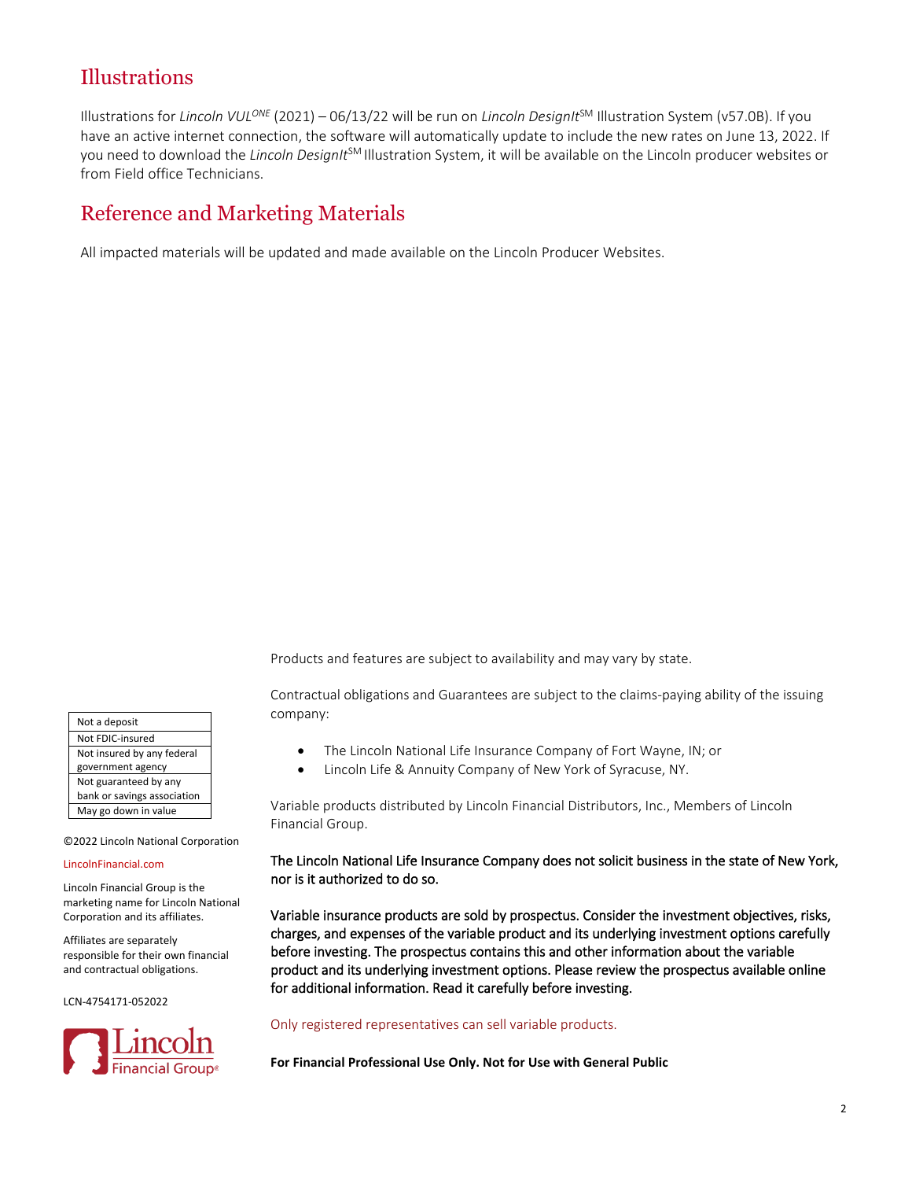## Illustrations

Illustrations for *Lincoln VUL*$^{ONE}$ (2021) – 06/13/22 will be run on *Lincoln DesignIt*℠ Illustration System (v57.0B). If you have an active internet connection, the software will automatically update to include the new rates on June 13, 2022. If you need to download the *Lincoln DesignIt*℠ Illustration System, it will be available on the Lincoln producer websites or from Field office Technicians.

## Reference and Marketing Materials

All impacted materials will be updated and made available on the Lincoln Producer Websites.

| |
|---|
| Not a deposit |
| Not FDIC-insured |
| Not insured by any federal government agency |
| Not guaranteed by any bank or savings association |
| May go down in value |

©2022 Lincoln National Corporation

LincolnFinancial.com

Lincoln Financial Group is the marketing name for Lincoln National Corporation and its affiliates.

Affiliates are separately responsible for their own financial and contractual obligations.

LCN-4754171-052022

Products and features are subject to availability and may vary by state.

Contractual obligations and Guarantees are subject to the claims-paying ability of the issuing company:

- The Lincoln National Life Insurance Company of Fort Wayne, IN; or
- Lincoln Life & Annuity Company of New York of Syracuse, NY.

Variable products distributed by Lincoln Financial Distributors, Inc., Members of Lincoln Financial Group.

The Lincoln National Life Insurance Company does not solicit business in the state of New York, nor is it authorized to do so.

Variable insurance products are sold by prospectus. Consider the investment objectives, risks, charges, and expenses of the variable product and its underlying investment options carefully before investing. The prospectus contains this and other information about the variable product and its underlying investment options. Please review the prospectus available online for additional information. Read it carefully before investing.

Only registered representatives can sell variable products.

**For Financial Professional Use Only. Not for Use with General Public**